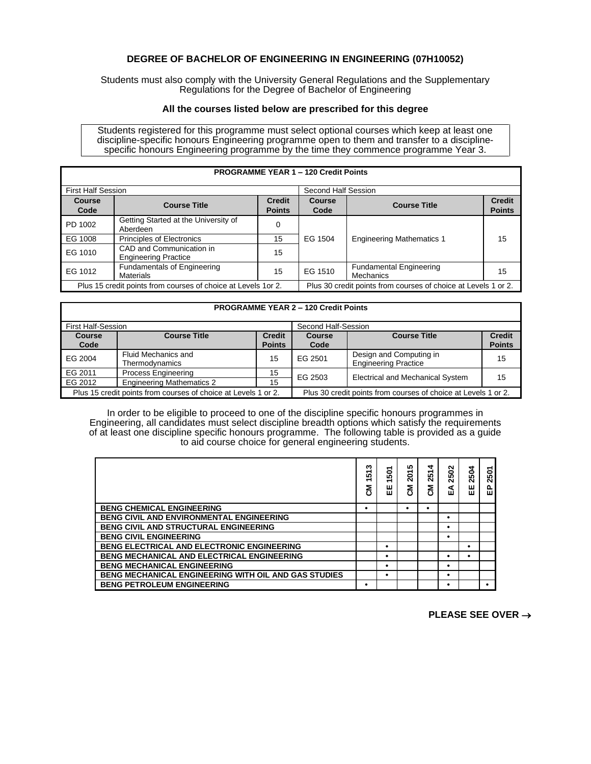# DEGREE OF BACHELOR OF ENGINEERING IN ENGINEERING (07H10052)

Students must also comply with the University General Regulations and the Supplementary Regulations for the Degree of Bachelor of Engineering

**All the courses listed below are prescribed for this degree**

Students registered for this programme must select optional courses which keep at least one discipline-specific honours Engineering programme open to them and transfer to a discipline-specific honours Engineering programme by the time they commence programme Year 3.

| **PROGRAMME YEAR 1 – 120 Credit Points** | | | | | |
|---|---|---|---|---|---|
| First Half Session | | | Second Half Session | | |
| **Course Code** | **Course Title** | **Credit Points** | **Course Code** | **Course Title** | **Credit Points** |
| PD 1002 | Getting Started at the University of Aberdeen | 0 | EG 1504 | Engineering Mathematics 1 | 15 |
| EG 1008 | Principles of Electronics | 15 | | | |
| EG 1010 | CAD and Communication in Engineering Practice | 15 | | | |
| EG 1012 | Fundamentals of Engineering Materials | 15 | EG 1510 | Fundamental Engineering Mechanics | 15 |
| Plus 15 credit points from courses of choice at Levels 1or 2. | | | Plus 30 credit points from courses of choice at Levels 1 or 2. | | |

| **PROGRAMME YEAR 2 – 120 Credit Points** | | | | | |
|---|---|---|---|---|---|
| First Half-Session | | | Second Half-Session | | |
| **Course Code** | **Course Title** | **Credit Points** | **Course Code** | **Course Title** | **Credit Points** |
| EG 2004 | Fluid Mechanics and Thermodynamics | 15 | EG 2501 | Design and Computing in Engineering Practice | 15 |
| EG 2011 | Process Engineering | 15 | EG 2503 | Electrical and Mechanical System | 15 |
| EG 2012 | Engineering Mathematics 2 | 15 | | | |
| Plus 15 credit points from courses of choice at Levels 1 or 2. | | | Plus 30 credit points from courses of choice at Levels 1 or 2. | | |

In order to be eligible to proceed to one of the discipline specific honours programmes in Engineering, all candidates must select discipline breadth options which satisfy the requirements of at least one discipline specific honours programme. The following table is provided as a guide to aid course choice for general engineering students.

| | CM 1513 | EE 1501 | CM 2015 | CM 2514 | EA 2502 | EE 2504 | EP 2501 |
|---|---|---|---|---|---|---|---|
| **BENG CHEMICAL ENGINEERING** | • | | • | • | | | |
| **BENG CIVIL AND ENVIRONMENTAL ENGINEERING** | | | | | • | | |
| **BENG CIVIL AND STRUCTURAL ENGINEERING** | | | | | • | | |
| **BENG CIVIL ENGINEERING** | | | | | • | | |
| **BENG ELECTRICAL AND ELECTRONIC ENGINEERING** | | • | | | | • | |
| **BENG MECHANICAL AND ELECTRICAL ENGINEERING** | | • | | | • | • | |
| **BENG MECHANICAL ENGINEERING** | | • | | | • | | |
| **BENG MECHANICAL ENGINEERING WITH OIL AND GAS STUDIES** | | • | | | • | | |
| **BENG PETROLEUM ENGINEERING** | • | | | | • | | • |

**PLEASE SEE OVER →**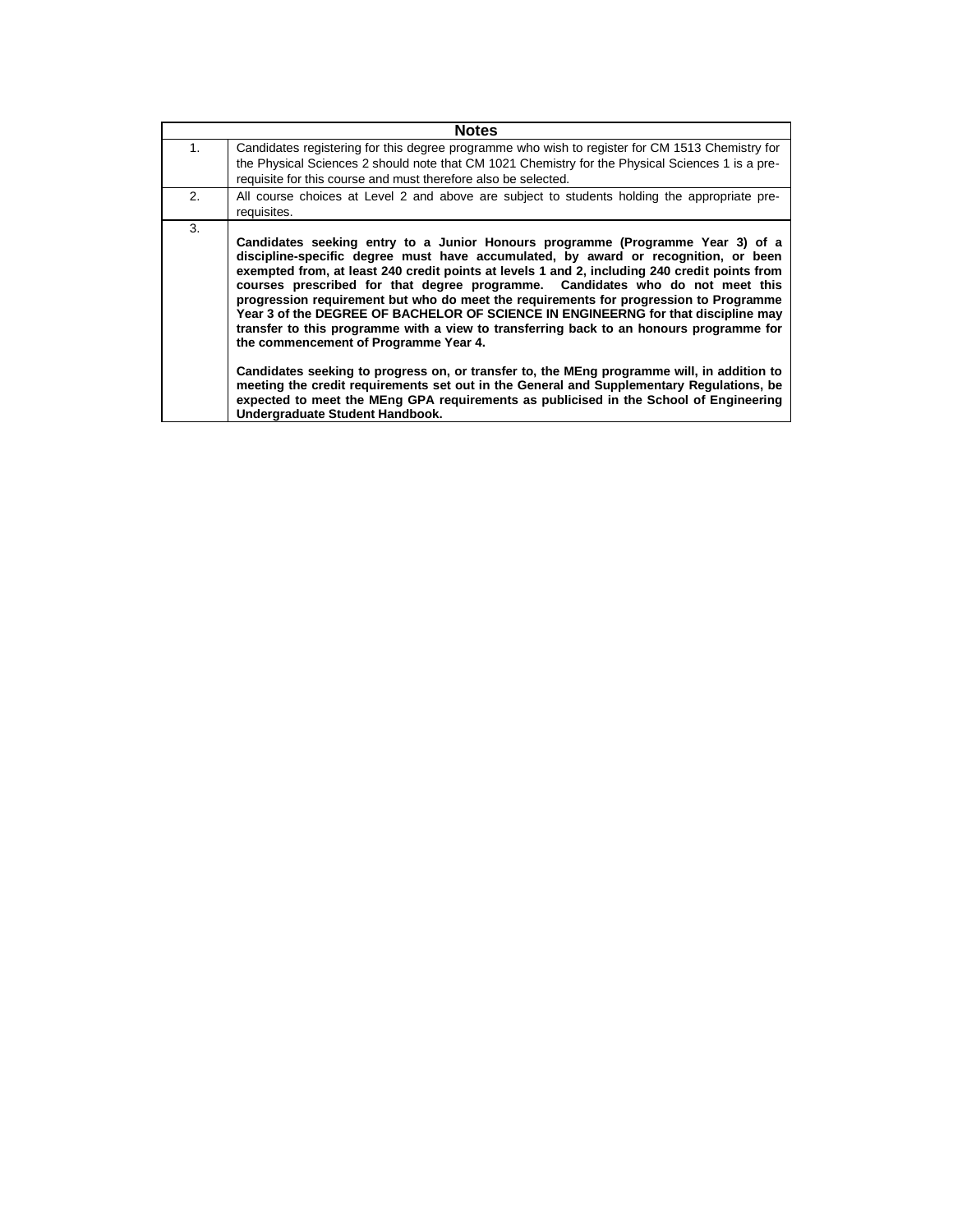| Notes | |
|---|---|
| 1. | Candidates registering for this degree programme who wish to register for CM 1513 Chemistry for the Physical Sciences 2 should note that CM 1021 Chemistry for the Physical Sciences 1 is a pre-requisite for this course and must therefore also be selected. |
| 2. | All course choices at Level 2 and above are subject to students holding the appropriate pre-requisites. |
| 3. | **Candidates seeking entry to a Junior Honours programme (Programme Year 3) of a discipline-specific degree must have accumulated, by award or recognition, or been exempted from, at least 240 credit points at levels 1 and 2, including 240 credit points from courses prescribed for that degree programme. Candidates who do not meet this progression requirement but who do meet the requirements for progression to Programme Year 3 of the DEGREE OF BACHELOR OF SCIENCE IN ENGINEERNG for that discipline may transfer to this programme with a view to transferring back to an honours programme for the commencement of Programme Year 4.** <br><br> **Candidates seeking to progress on, or transfer to, the MEng programme will, in addition to meeting the credit requirements set out in the General and Supplementary Regulations, be expected to meet the MEng GPA requirements as publicised in the School of Engineering Undergraduate Student Handbook.** |